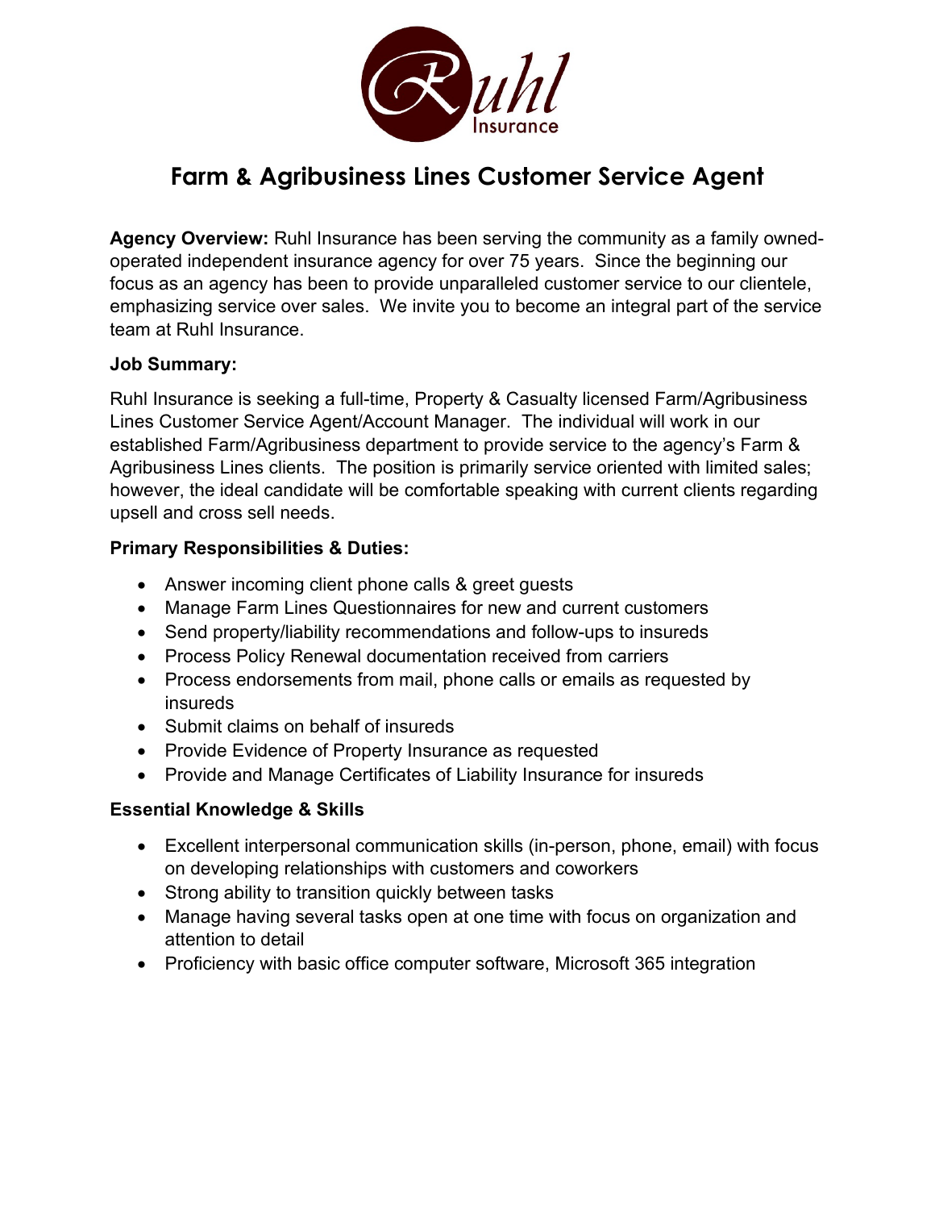# Farm & Agribusiness Lines Customer Service Agent

**Agency Overview:** Ruhl Insurance has been serving the community as a family owned-operated independent insurance agency for over 75 years. Since the beginning our focus as an agency has been to provide unparalleled customer service to our clientele, emphasizing service over sales. We invite you to become an integral part of the service team at Ruhl Insurance.

**Job Summary:**

Ruhl Insurance is seeking a full-time, Property & Casualty licensed Farm/Agribusiness Lines Customer Service Agent/Account Manager. The individual will work in our established Farm/Agribusiness department to provide service to the agency's Farm & Agribusiness Lines clients. The position is primarily service oriented with limited sales; however, the ideal candidate will be comfortable speaking with current clients regarding upsell and cross sell needs.

**Primary Responsibilities & Duties:**

- Answer incoming client phone calls & greet guests
- Manage Farm Lines Questionnaires for new and current customers
- Send property/liability recommendations and follow-ups to insureds
- Process Policy Renewal documentation received from carriers
- Process endorsements from mail, phone calls or emails as requested by insureds
- Submit claims on behalf of insureds
- Provide Evidence of Property Insurance as requested
- Provide and Manage Certificates of Liability Insurance for insureds

**Essential Knowledge & Skills**

- Excellent interpersonal communication skills (in-person, phone, email) with focus on developing relationships with customers and coworkers
- Strong ability to transition quickly between tasks
- Manage having several tasks open at one time with focus on organization and attention to detail
- Proficiency with basic office computer software, Microsoft 365 integration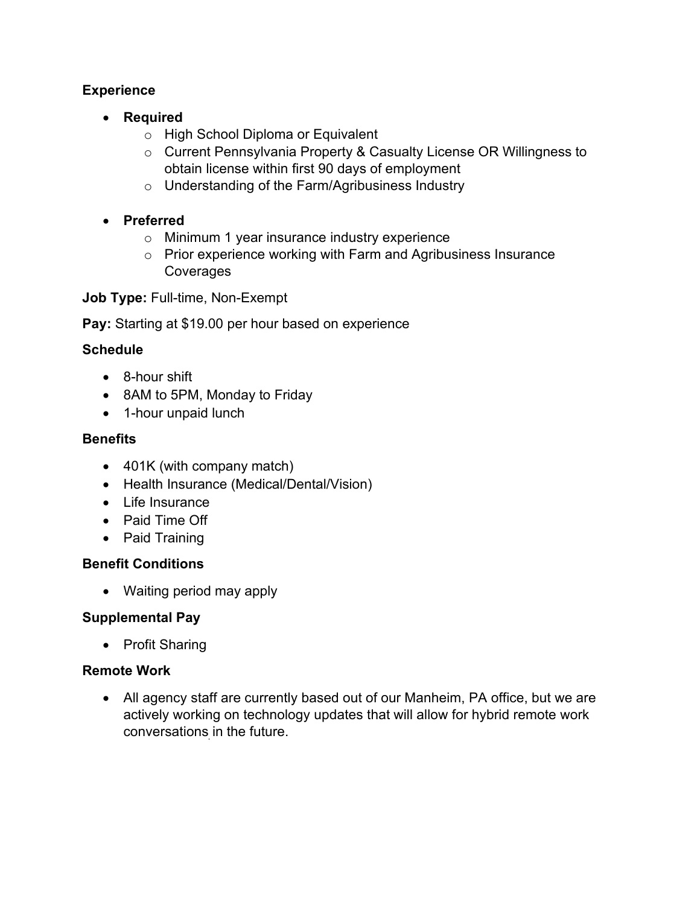**Experience**

- **Required**
  - High School Diploma or Equivalent
  - Current Pennsylvania Property & Casualty License OR Willingness to obtain license within first 90 days of employment
  - Understanding of the Farm/Agribusiness Industry

- **Preferred**
  - Minimum 1 year insurance industry experience
  - Prior experience working with Farm and Agribusiness Insurance Coverages

**Job Type:** Full-time, Non-Exempt

**Pay:** Starting at $19.00 per hour based on experience

**Schedule**

- 8-hour shift
- 8AM to 5PM, Monday to Friday
- 1-hour unpaid lunch

**Benefits**

- 401K (with company match)
- Health Insurance (Medical/Dental/Vision)
- Life Insurance
- Paid Time Off
- Paid Training

**Benefit Conditions**

- Waiting period may apply

**Supplemental Pay**

- Profit Sharing

**Remote Work**

- All agency staff are currently based out of our Manheim, PA office, but we are actively working on technology updates that will allow for hybrid remote work conversations in the future.